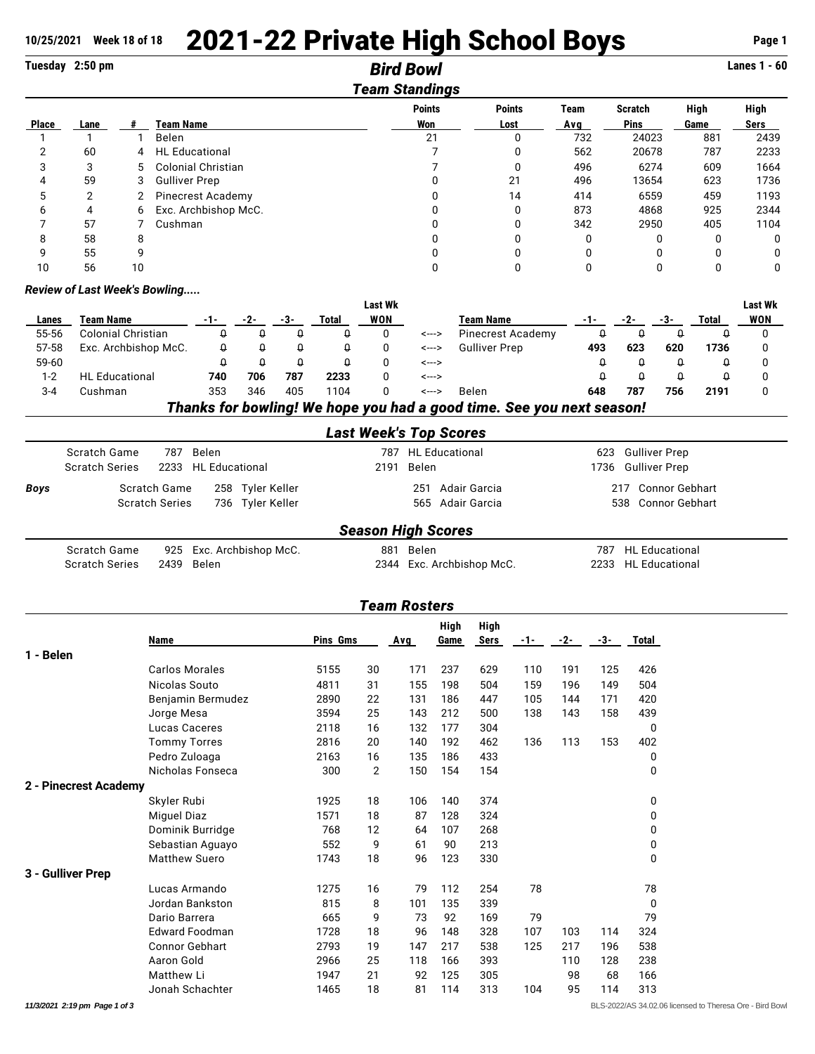10/25/2021 Week 18 of 18

# 2021-22 Private High School Boys

Tuesday 2:50 pm

## *Bird Bowl*

Lanes 1 - 60

### *Team Standings*

| Place | Lane | # | Team Name | Points Won | Points Lost | Team Avg | Scratch Pins | High Game | High Sers |
|---|---|---|---|---|---|---|---|---|---|
| 1 | 1 | 1 | Belen | 21 | 0 | 732 | 24023 | 881 | 2439 |
| 2 | 60 | 4 | HL Educational | 7 | 0 | 562 | 20678 | 787 | 2233 |
| 3 | 3 | 5 | Colonial Christian | 7 | 0 | 496 | 6274 | 609 | 1664 |
| 4 | 59 | 3 | Gulliver Prep | 0 | 21 | 496 | 13654 | 623 | 1736 |
| 5 | 2 | 2 | Pinecrest Academy | 0 | 14 | 414 | 6559 | 459 | 1193 |
| 6 | 4 | 6 | Exc. Archbishop McC. | 0 | 0 | 873 | 4868 | 925 | 2344 |
| 7 | 57 | 7 | Cushman | 0 | 0 | 342 | 2950 | 405 | 1104 |
| 8 | 58 | 8 | | 0 | 0 | 0 | 0 | 0 | 0 |
| 9 | 55 | 9 | | 0 | 0 | 0 | 0 | 0 | 0 |
| 10 | 56 | 10 | | 0 | 0 | 0 | 0 | 0 | 0 |

### *Review of Last Week's Bowling.....*

| Lanes | Team Name | -1- | -2- | -3- | Total | Last Wk WON | | Team Name | -1- | -2- | -3- | Total | Last Wk WON |
|---|---|---|---|---|---|---|---|---|---|---|---|---|---|
| 55-56 | Colonial Christian | 0 | 0 | 0 | 0 | 0 | <---> | Pinecrest Academy | 0 | 0 | 0 | 0 | 0 |
| 57-58 | Exc. Archbishop McC. | 0 | 0 | 0 | 0 | 0 | <---> | Gulliver Prep | **493** | **623** | **620** | **1736** | 0 |
| 59-60 | | 0 | 0 | 0 | 0 | 0 | <---> | | 0 | 0 | 0 | 0 | 0 |
| 1-2 | HL Educational | **740** | **706** | **787** | **2233** | 0 | <---> | | 0 | 0 | 0 | 0 | 0 |
| 3-4 | Cushman | 353 | 346 | 405 | 1104 | 0 | <---> | Belen | **648** | **787** | **756** | **2191** | 0 |

***Thanks for bowling! We hope you had a good time. See you next season!***

### *Last Week's Top Scores*

| | | | | |
|---|---|---|---|---|
| | Scratch Game | 787 Belen | 787 HL Educational | 623 Gulliver Prep |
| | Scratch Series | 2233 HL Educational | 2191 Belen | 1736 Gulliver Prep |
| ***Boys*** | Scratch Game | 258 Tyler Keller | 251 Adair Garcia | 217 Connor Gebhart |
| | Scratch Series | 736 Tyler Keller | 565 Adair Garcia | 538 Connor Gebhart |

### *Season High Scores*

| | | | |
|---|---|---|---|
| Scratch Game | 925 Exc. Archbishop McC. | 881 Belen | 787 HL Educational |
| Scratch Series | 2439 Belen | 2344 Exc. Archbishop McC. | 2233 HL Educational |

### *Team Rosters*

| | Name | Pins | Gms | Avg | High Game | High Sers | -1- | -2- | -3- | Total |
|---|---|---|---|---|---|---|---|---|---|---|
| **1 - Belen** | | | | | | | | | | |
| | Carlos Morales | 5155 | 30 | 171 | 237 | 629 | 110 | 191 | 125 | 426 |
| | Nicolas Souto | 4811 | 31 | 155 | 198 | 504 | 159 | 196 | 149 | 504 |
| | Benjamin Bermudez | 2890 | 22 | 131 | 186 | 447 | 105 | 144 | 171 | 420 |
| | Jorge Mesa | 3594 | 25 | 143 | 212 | 500 | 138 | 143 | 158 | 439 |
| | Lucas Caceres | 2118 | 16 | 132 | 177 | 304 | | | | 0 |
| | Tommy Torres | 2816 | 20 | 140 | 192 | 462 | 136 | 113 | 153 | 402 |
| | Pedro Zuloaga | 2163 | 16 | 135 | 186 | 433 | | | | 0 |
| | Nicholas Fonseca | 300 | 2 | 150 | 154 | 154 | | | | 0 |
| **2 - Pinecrest Academy** | | | | | | | | | | |
| | Skyler Rubi | 1925 | 18 | 106 | 140 | 374 | | | | 0 |
| | Miguel Diaz | 1571 | 18 | 87 | 128 | 324 | | | | 0 |
| | Dominik Burridge | 768 | 12 | 64 | 107 | 268 | | | | 0 |
| | Sebastian Aguayo | 552 | 9 | 61 | 90 | 213 | | | | 0 |
| | Matthew Suero | 1743 | 18 | 96 | 123 | 330 | | | | 0 |
| **3 - Gulliver Prep** | | | | | | | | | | |
| | Lucas Armando | 1275 | 16 | 79 | 112 | 254 | 78 | | | 78 |
| | Jordan Bankston | 815 | 8 | 101 | 135 | 339 | | | | 0 |
| | Dario Barrera | 665 | 9 | 73 | 92 | 169 | 79 | | | 79 |
| | Edward Foodman | 1728 | 18 | 96 | 148 | 328 | 107 | 103 | 114 | 324 |
| | Connor Gebhart | 2793 | 19 | 147 | 217 | 538 | 125 | 217 | 196 | 538 |
| | Aaron Gold | 2966 | 25 | 118 | 166 | 393 | | 110 | 128 | 238 |
| | Matthew Li | 1947 | 21 | 92 | 125 | 305 | | 98 | 68 | 166 |
| | Jonah Schachter | 1465 | 18 | 81 | 114 | 313 | 104 | 95 | 114 | 313 |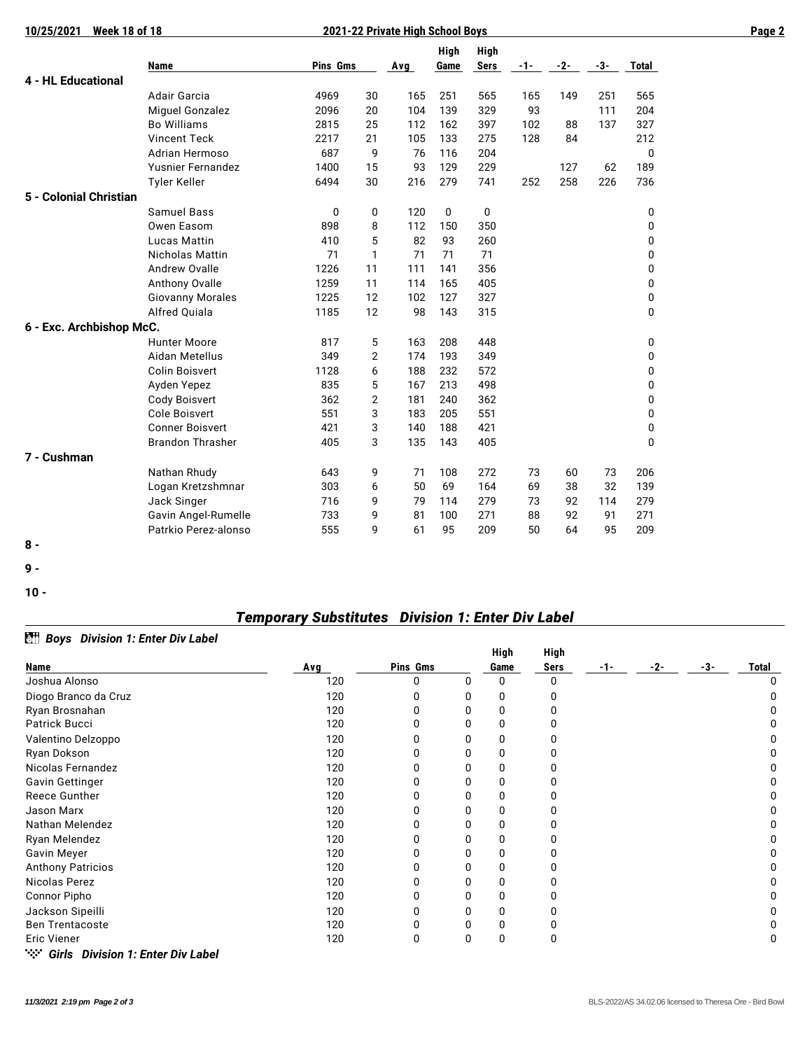| | Name | Pins | Gms | Avg | High Game | High Sers | -1- | -2- | -3- | Total |
|---|---|---|---|---|---|---|---|---|---|---|
| **4 - HL Educational** | | | | | | | | | | |
| | Adair Garcia | 4969 | 30 | 165 | 251 | 565 | 165 | 149 | 251 | 565 |
| | Miguel Gonzalez | 2096 | 20 | 104 | 139 | 329 | 93 | | 111 | 204 |
| | Bo Williams | 2815 | 25 | 112 | 162 | 397 | 102 | 88 | 137 | 327 |
| | Vincent Teck | 2217 | 21 | 105 | 133 | 275 | 128 | 84 | | 212 |
| | Adrian Hermoso | 687 | 9 | 76 | 116 | 204 | | | | 0 |
| | Yusnier Fernandez | 1400 | 15 | 93 | 129 | 229 | | 127 | 62 | 189 |
| | Tyler Keller | 6494 | 30 | 216 | 279 | 741 | 252 | 258 | 226 | 736 |
| **5 - Colonial Christian** | | | | | | | | | | |
| | Samuel Bass | 0 | 0 | 120 | 0 | 0 | | | | 0 |
| | Owen Easom | 898 | 8 | 112 | 150 | 350 | | | | 0 |
| | Lucas Mattin | 410 | 5 | 82 | 93 | 260 | | | | 0 |
| | Nicholas Mattin | 71 | 1 | 71 | 71 | 71 | | | | 0 |
| | Andrew Ovalle | 1226 | 11 | 111 | 141 | 356 | | | | 0 |
| | Anthony Ovalle | 1259 | 11 | 114 | 165 | 405 | | | | 0 |
| | Giovanny Morales | 1225 | 12 | 102 | 127 | 327 | | | | 0 |
| | Alfred Quiala | 1185 | 12 | 98 | 143 | 315 | | | | 0 |
| **6 - Exc. Archbishop McC.** | | | | | | | | | | |
| | Hunter Moore | 817 | 5 | 163 | 208 | 448 | | | | 0 |
| | Aidan Metellus | 349 | 2 | 174 | 193 | 349 | | | | 0 |
| | Colin Boisvert | 1128 | 6 | 188 | 232 | 572 | | | | 0 |
| | Ayden Yepez | 835 | 5 | 167 | 213 | 498 | | | | 0 |
| | Cody Boisvert | 362 | 2 | 181 | 240 | 362 | | | | 0 |
| | Cole Boisvert | 551 | 3 | 183 | 205 | 551 | | | | 0 |
| | Conner Boisvert | 421 | 3 | 140 | 188 | 421 | | | | 0 |
| | Brandon Thrasher | 405 | 3 | 135 | 143 | 405 | | | | 0 |
| **7 - Cushman** | | | | | | | | | | |
| | Nathan Rhudy | 643 | 9 | 71 | 108 | 272 | 73 | 60 | 73 | 206 |
| | Logan Kretzshmnar | 303 | 6 | 50 | 69 | 164 | 69 | 38 | 32 | 139 |
| | Jack Singer | 716 | 9 | 79 | 114 | 279 | 73 | 92 | 114 | 279 |
| | Gavin Angel-Rumelle | 733 | 9 | 81 | 100 | 271 | 88 | 92 | 91 | 271 |
| | Patrkio Perez-alonso | 555 | 9 | 61 | 95 | 209 | 50 | 64 | 95 | 209 |
| **8 -** | | | | | | | | | | |
| **9 -** | | | | | | | | | | |
| **10 -** | | | | | | | | | | |

## *Temporary Substitutes Division 1: Enter Div Label*

### *Boys Division 1: Enter Div Label*

| Name | Avg | Pins | Gms | High Game | High Sers | -1- | -2- | -3- | Total |
|---|---|---|---|---|---|---|---|---|---|
| Joshua Alonso | 120 | 0 | 0 | 0 | 0 | | | | 0 |
| Diogo Branco da Cruz | 120 | 0 | 0 | 0 | 0 | | | | 0 |
| Ryan Brosnahan | 120 | 0 | 0 | 0 | 0 | | | | 0 |
| Patrick Bucci | 120 | 0 | 0 | 0 | 0 | | | | 0 |
| Valentino Delzoppo | 120 | 0 | 0 | 0 | 0 | | | | 0 |
| Ryan Dokson | 120 | 0 | 0 | 0 | 0 | | | | 0 |
| Nicolas Fernandez | 120 | 0 | 0 | 0 | 0 | | | | 0 |
| Gavin Gettinger | 120 | 0 | 0 | 0 | 0 | | | | 0 |
| Reece Gunther | 120 | 0 | 0 | 0 | 0 | | | | 0 |
| Jason Marx | 120 | 0 | 0 | 0 | 0 | | | | 0 |
| Nathan Melendez | 120 | 0 | 0 | 0 | 0 | | | | 0 |
| Ryan Melendez | 120 | 0 | 0 | 0 | 0 | | | | 0 |
| Gavin Meyer | 120 | 0 | 0 | 0 | 0 | | | | 0 |
| Anthony Patricios | 120 | 0 | 0 | 0 | 0 | | | | 0 |
| Nicolas Perez | 120 | 0 | 0 | 0 | 0 | | | | 0 |
| Connor Pipho | 120 | 0 | 0 | 0 | 0 | | | | 0 |
| Jackson Sipeilli | 120 | 0 | 0 | 0 | 0 | | | | 0 |
| Ben Trentacoste | 120 | 0 | 0 | 0 | 0 | | | | 0 |
| Eric Viener | 120 | 0 | 0 | 0 | 0 | | | | 0 |

### *Girls Division 1: Enter Div Label*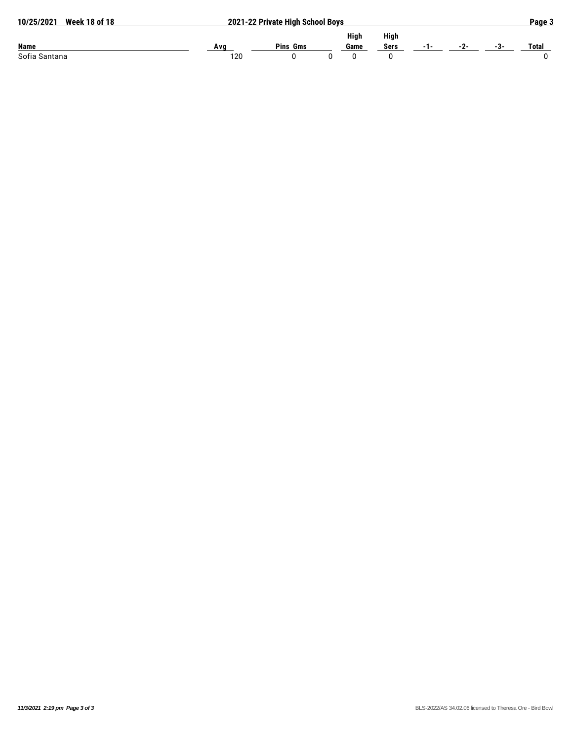| Name | Avg | Pins | Gms | High Game | High Sers | -1- | -2- | -3- | Total |
|---|---|---|---|---|---|---|---|---|---|
| Sofia Santana | 120 | 0 | 0 | 0 | 0 | | | | 0 |